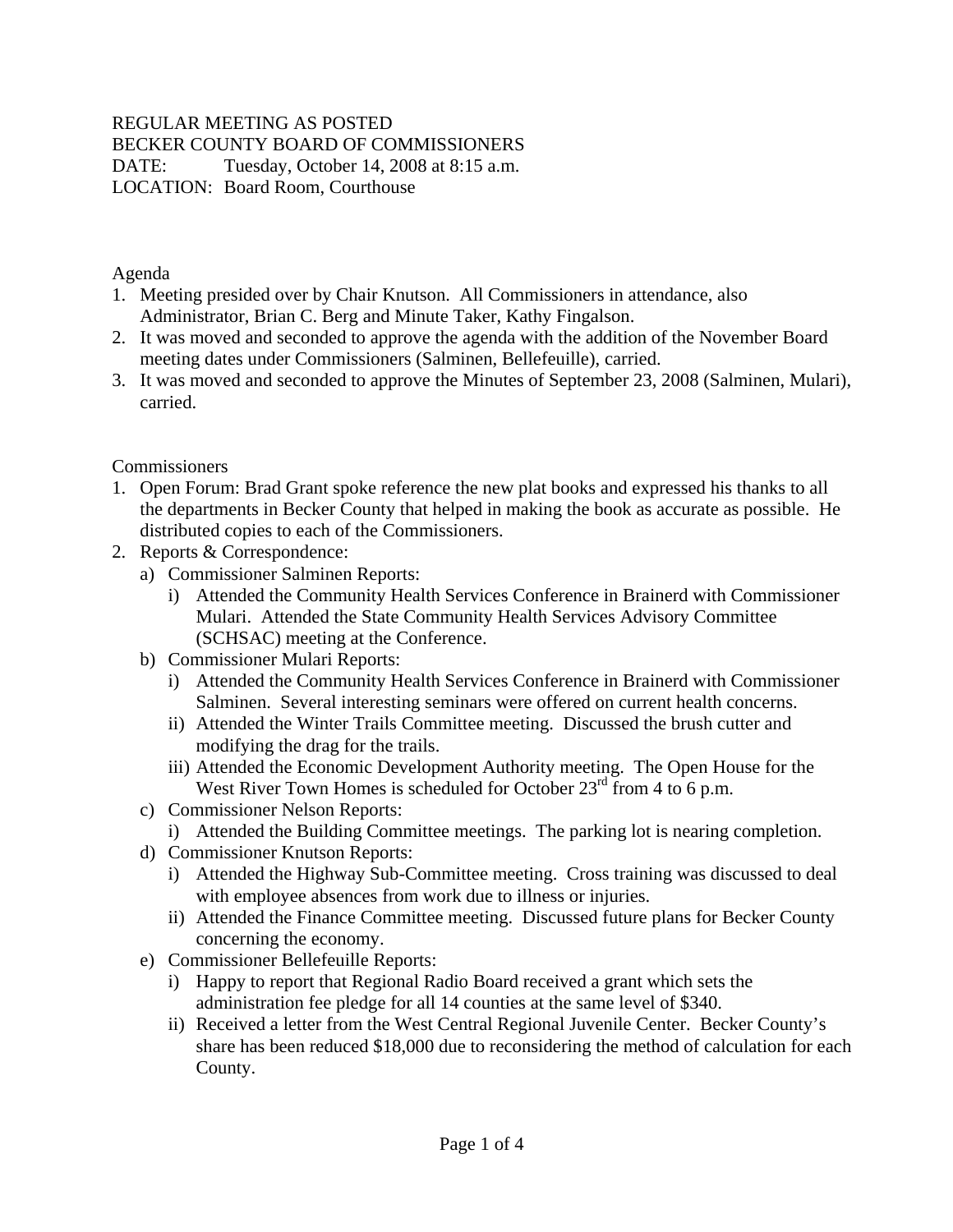REGULAR MEETING AS POSTED
BECKER COUNTY BOARD OF COMMISSIONERS
DATE: Tuesday, October 14, 2008 at 8:15 a.m.
LOCATION: Board Room, Courthouse

Agenda

1. Meeting presided over by Chair Knutson. All Commissioners in attendance, also Administrator, Brian C. Berg and Minute Taker, Kathy Fingalson.
2. It was moved and seconded to approve the agenda with the addition of the November Board meeting dates under Commissioners (Salminen, Bellefeuille), carried.
3. It was moved and seconded to approve the Minutes of September 23, 2008 (Salminen, Mulari), carried.

Commissioners

1. Open Forum: Brad Grant spoke reference the new plat books and expressed his thanks to all the departments in Becker County that helped in making the book as accurate as possible. He distributed copies to each of the Commissioners.
2. Reports & Correspondence:
   a) Commissioner Salminen Reports:
      i) Attended the Community Health Services Conference in Brainerd with Commissioner Mulari. Attended the State Community Health Services Advisory Committee (SCHSAC) meeting at the Conference.
   b) Commissioner Mulari Reports:
      i) Attended the Community Health Services Conference in Brainerd with Commissioner Salminen. Several interesting seminars were offered on current health concerns.
      ii) Attended the Winter Trails Committee meeting. Discussed the brush cutter and modifying the drag for the trails.
      iii) Attended the Economic Development Authority meeting. The Open House for the West River Town Homes is scheduled for October 23rd from 4 to 6 p.m.
   c) Commissioner Nelson Reports:
      i) Attended the Building Committee meetings. The parking lot is nearing completion.
   d) Commissioner Knutson Reports:
      i) Attended the Highway Sub-Committee meeting. Cross training was discussed to deal with employee absences from work due to illness or injuries.
      ii) Attended the Finance Committee meeting. Discussed future plans for Becker County concerning the economy.
   e) Commissioner Bellefeuille Reports:
      i) Happy to report that Regional Radio Board received a grant which sets the administration fee pledge for all 14 counties at the same level of $340.
      ii) Received a letter from the West Central Regional Juvenile Center. Becker County's share has been reduced $18,000 due to reconsidering the method of calculation for each County.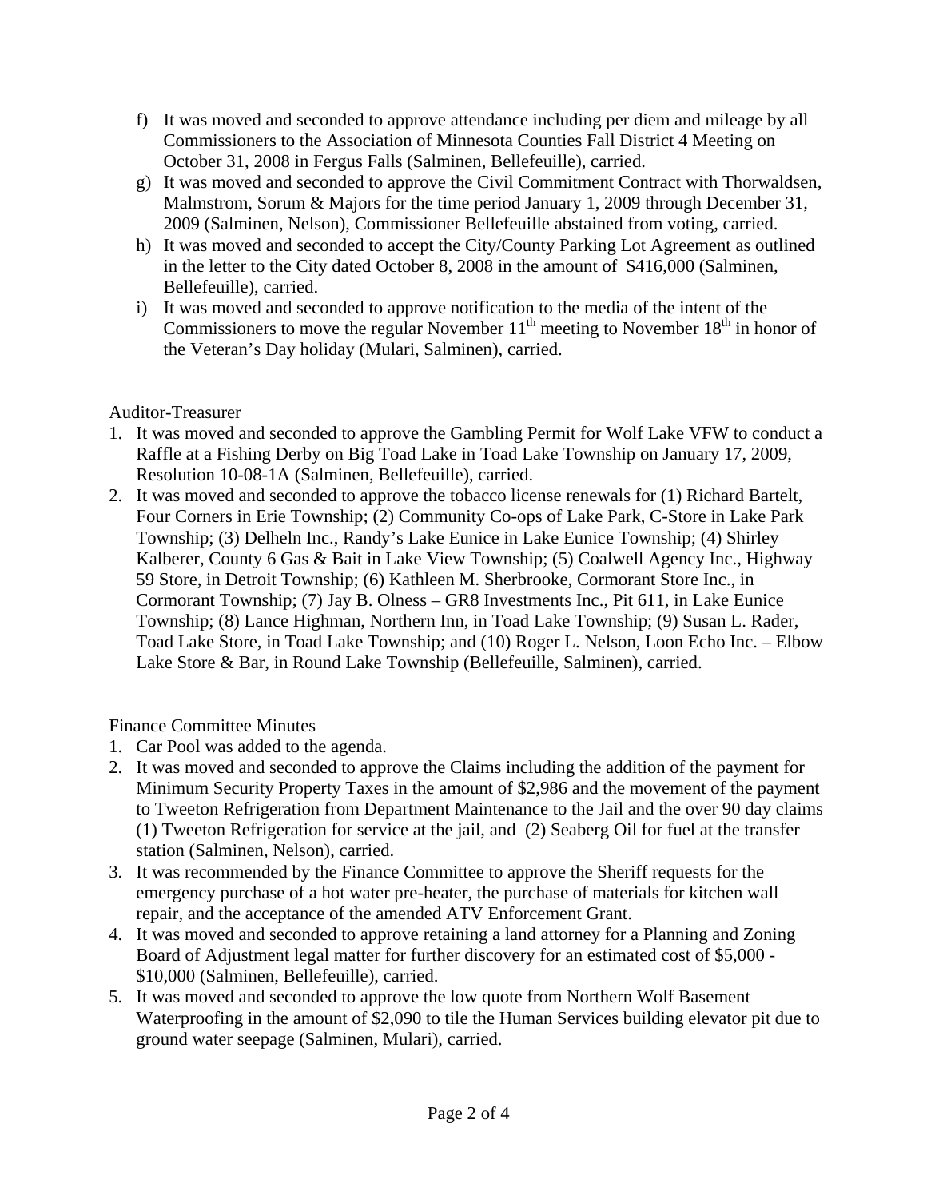f) It was moved and seconded to approve attendance including per diem and mileage by all Commissioners to the Association of Minnesota Counties Fall District 4 Meeting on October 31, 2008 in Fergus Falls (Salminen, Bellefeuille), carried.
g) It was moved and seconded to approve the Civil Commitment Contract with Thorwaldsen, Malmstrom, Sorum & Majors for the time period January 1, 2009 through December 31, 2009 (Salminen, Nelson), Commissioner Bellefeuille abstained from voting, carried.
h) It was moved and seconded to accept the City/County Parking Lot Agreement as outlined in the letter to the City dated October 8, 2008 in the amount of $416,000 (Salminen, Bellefeuille), carried.
i) It was moved and seconded to approve notification to the media of the intent of the Commissioners to move the regular November 11th meeting to November 18th in honor of the Veteran's Day holiday (Mulari, Salminen), carried.

Auditor-Treasurer

1. It was moved and seconded to approve the Gambling Permit for Wolf Lake VFW to conduct a Raffle at a Fishing Derby on Big Toad Lake in Toad Lake Township on January 17, 2009, Resolution 10-08-1A (Salminen, Bellefeuille), carried.
2. It was moved and seconded to approve the tobacco license renewals for (1) Richard Bartelt, Four Corners in Erie Township; (2) Community Co-ops of Lake Park, C-Store in Lake Park Township; (3) Delheln Inc., Randy's Lake Eunice in Lake Eunice Township; (4) Shirley Kalberer, County 6 Gas & Bait in Lake View Township; (5) Coalwell Agency Inc., Highway 59 Store, in Detroit Township; (6) Kathleen M. Sherbrooke, Cormorant Store Inc., in Cormorant Township; (7) Jay B. Olness – GR8 Investments Inc., Pit 611, in Lake Eunice Township; (8) Lance Highman, Northern Inn, in Toad Lake Township; (9) Susan L. Rader, Toad Lake Store, in Toad Lake Township; and (10) Roger L. Nelson, Loon Echo Inc. – Elbow Lake Store & Bar, in Round Lake Township (Bellefeuille, Salminen), carried.

Finance Committee Minutes

1. Car Pool was added to the agenda.
2. It was moved and seconded to approve the Claims including the addition of the payment for Minimum Security Property Taxes in the amount of $2,986 and the movement of the payment to Tweeton Refrigeration from Department Maintenance to the Jail and the over 90 day claims (1) Tweeton Refrigeration for service at the jail, and (2) Seaberg Oil for fuel at the transfer station (Salminen, Nelson), carried.
3. It was recommended by the Finance Committee to approve the Sheriff requests for the emergency purchase of a hot water pre-heater, the purchase of materials for kitchen wall repair, and the acceptance of the amended ATV Enforcement Grant.
4. It was moved and seconded to approve retaining a land attorney for a Planning and Zoning Board of Adjustment legal matter for further discovery for an estimated cost of $5,000 - $10,000 (Salminen, Bellefeuille), carried.
5. It was moved and seconded to approve the low quote from Northern Wolf Basement Waterproofing in the amount of $2,090 to tile the Human Services building elevator pit due to ground water seepage (Salminen, Mulari), carried.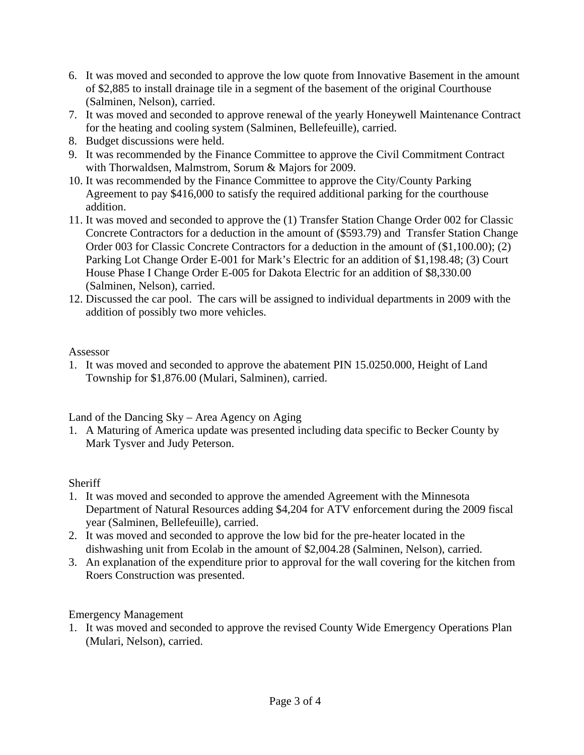6. It was moved and seconded to approve the low quote from Innovative Basement in the amount of $2,885 to install drainage tile in a segment of the basement of the original Courthouse (Salminen, Nelson), carried.
7. It was moved and seconded to approve renewal of the yearly Honeywell Maintenance Contract for the heating and cooling system (Salminen, Bellefeuille), carried.
8. Budget discussions were held.
9. It was recommended by the Finance Committee to approve the Civil Commitment Contract with Thorwaldsen, Malmstrom, Sorum & Majors for 2009.
10. It was recommended by the Finance Committee to approve the City/County Parking Agreement to pay $416,000 to satisfy the required additional parking for the courthouse addition.
11. It was moved and seconded to approve the (1) Transfer Station Change Order 002 for Classic Concrete Contractors for a deduction in the amount of ($593.79) and Transfer Station Change Order 003 for Classic Concrete Contractors for a deduction in the amount of ($1,100.00); (2) Parking Lot Change Order E-001 for Mark's Electric for an addition of $1,198.48; (3) Court House Phase I Change Order E-005 for Dakota Electric for an addition of $8,330.00 (Salminen, Nelson), carried.
12. Discussed the car pool. The cars will be assigned to individual departments in 2009 with the addition of possibly two more vehicles.

Assessor

1. It was moved and seconded to approve the abatement PIN 15.0250.000, Height of Land Township for $1,876.00 (Mulari, Salminen), carried.

Land of the Dancing Sky – Area Agency on Aging

1. A Maturing of America update was presented including data specific to Becker County by Mark Tysver and Judy Peterson.

Sheriff

1. It was moved and seconded to approve the amended Agreement with the Minnesota Department of Natural Resources adding $4,204 for ATV enforcement during the 2009 fiscal year (Salminen, Bellefeuille), carried.
2. It was moved and seconded to approve the low bid for the pre-heater located in the dishwashing unit from Ecolab in the amount of $2,004.28 (Salminen, Nelson), carried.
3. An explanation of the expenditure prior to approval for the wall covering for the kitchen from Roers Construction was presented.

Emergency Management

1. It was moved and seconded to approve the revised County Wide Emergency Operations Plan (Mulari, Nelson), carried.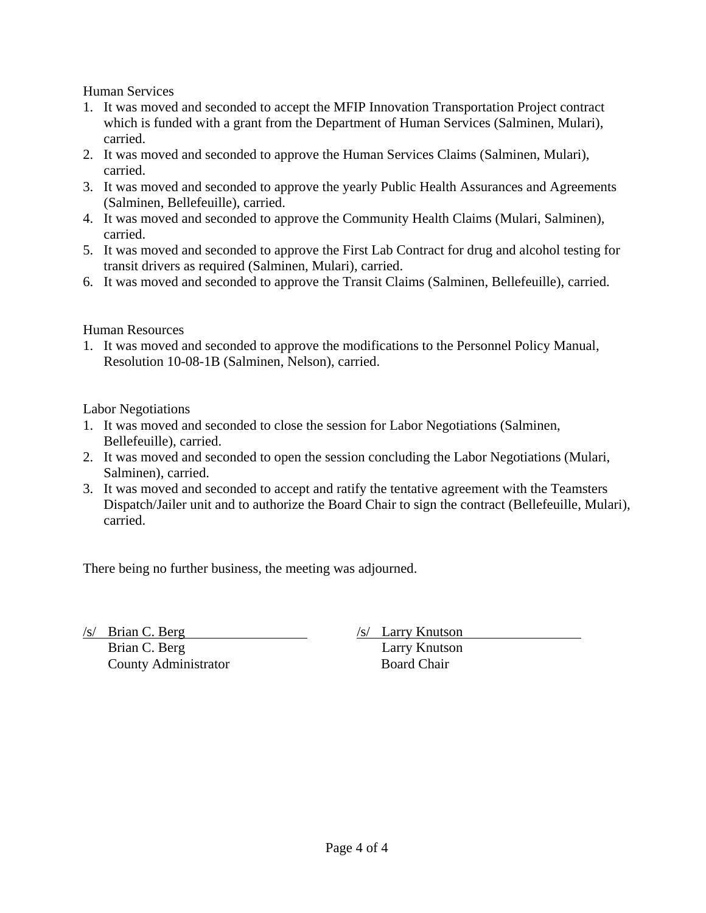Human Services

1. It was moved and seconded to accept the MFIP Innovation Transportation Project contract which is funded with a grant from the Department of Human Services (Salminen, Mulari), carried.
2. It was moved and seconded to approve the Human Services Claims (Salminen, Mulari), carried.
3. It was moved and seconded to approve the yearly Public Health Assurances and Agreements (Salminen, Bellefeuille), carried.
4. It was moved and seconded to approve the Community Health Claims (Mulari, Salminen), carried.
5. It was moved and seconded to approve the First Lab Contract for drug and alcohol testing for transit drivers as required (Salminen, Mulari), carried.
6. It was moved and seconded to approve the Transit Claims (Salminen, Bellefeuille), carried.

Human Resources

1. It was moved and seconded to approve the modifications to the Personnel Policy Manual, Resolution 10-08-1B (Salminen, Nelson), carried.

Labor Negotiations

1. It was moved and seconded to close the session for Labor Negotiations (Salminen, Bellefeuille), carried.
2. It was moved and seconded to open the session concluding the Labor Negotiations (Mulari, Salminen), carried.
3. It was moved and seconded to accept and ratify the tentative agreement with the Teamsters Dispatch/Jailer unit and to authorize the Board Chair to sign the contract (Bellefeuille, Mulari), carried.

There being no further business, the meeting was adjourned.

/s/ Brian C. Berg
Brian C. Berg
County Administrator

/s/ Larry Knutson
Larry Knutson
Board Chair